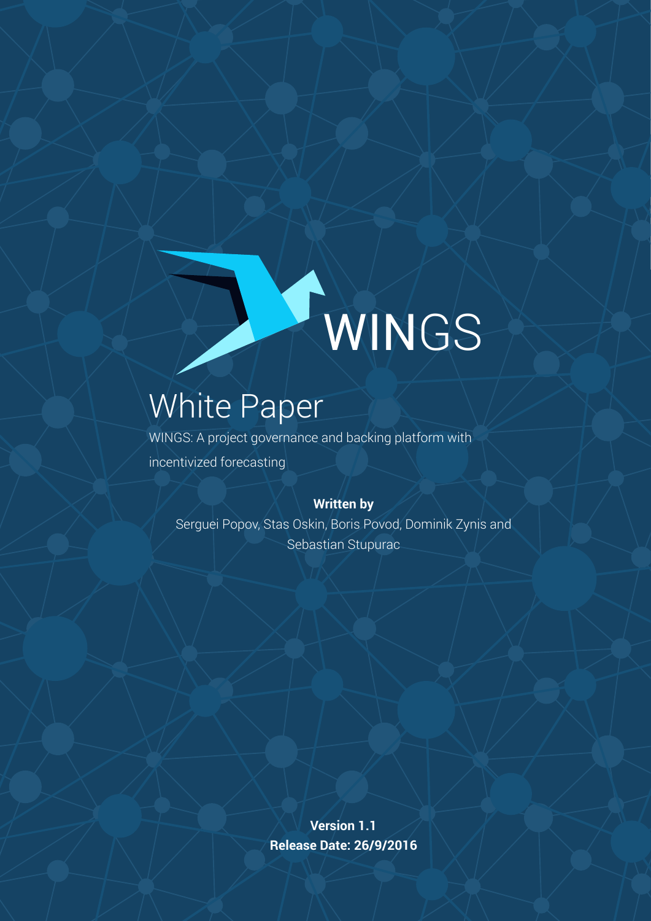# WINGS

## White Paper

WINGS: A project governance and backing platform with incentivized forecasting

**Written by**

Serguei Popov, Stas Oskin, Boris Povod, Dominik Zynis and Sebastian Stupurac

**Version 1.1**
**Release Date: 26/9/2016**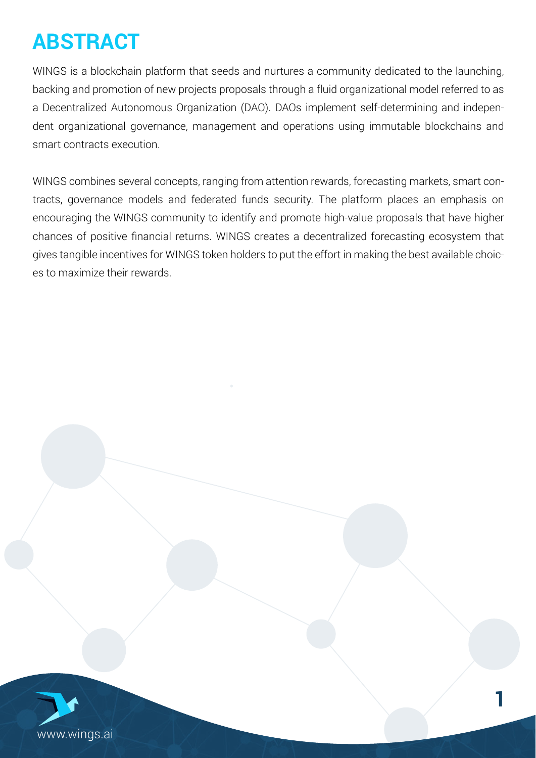# ABSTRACT

WINGS is a blockchain platform that seeds and nurtures a community dedicated to the launching, backing and promotion of new projects proposals through a fluid organizational model referred to as a Decentralized Autonomous Organization (DAO). DAOs implement self-determining and independent organizational governance, management and operations using immutable blockchains and smart contracts execution.

WINGS combines several concepts, ranging from attention rewards, forecasting markets, smart contracts, governance models and federated funds security. The platform places an emphasis on encouraging the WINGS community to identify and promote high-value proposals that have higher chances of positive financial returns. WINGS creates a decentralized forecasting ecosystem that gives tangible incentives for WINGS token holders to put the effort in making the best available choices to maximize their rewards.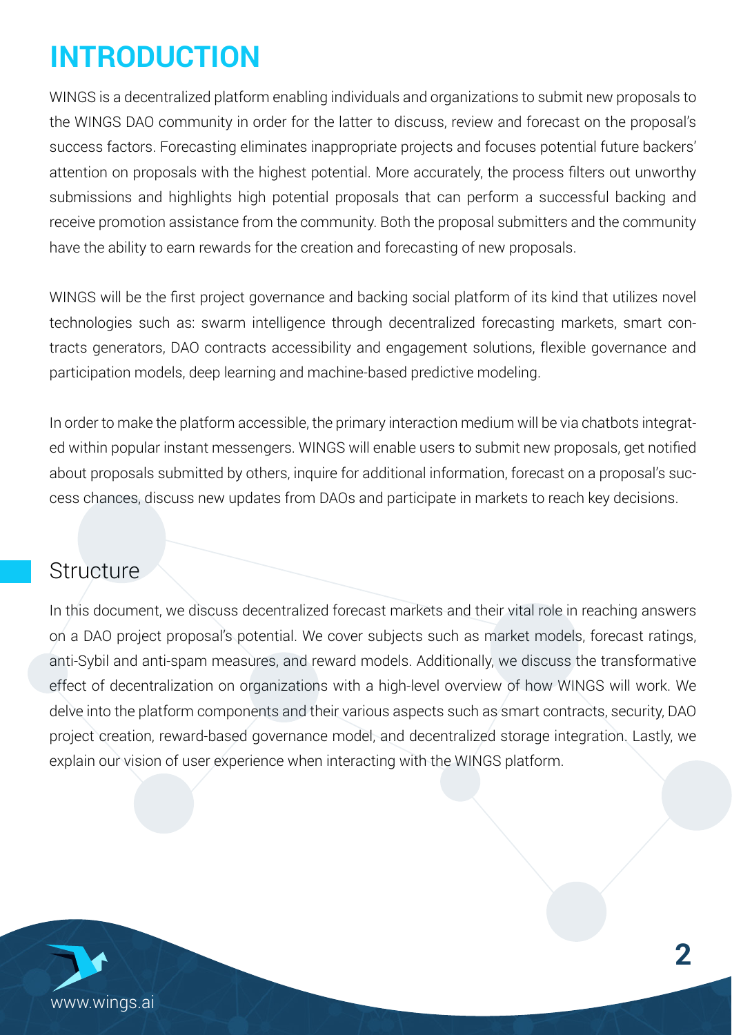# INTRODUCTION

WINGS is a decentralized platform enabling individuals and organizations to submit new proposals to the WINGS DAO community in order for the latter to discuss, review and forecast on the proposal's success factors. Forecasting eliminates inappropriate projects and focuses potential future backers' attention on proposals with the highest potential. More accurately, the process filters out unworthy submissions and highlights high potential proposals that can perform a successful backing and receive promotion assistance from the community. Both the proposal submitters and the community have the ability to earn rewards for the creation and forecasting of new proposals.

WINGS will be the first project governance and backing social platform of its kind that utilizes novel technologies such as: swarm intelligence through decentralized forecasting markets, smart contracts generators, DAO contracts accessibility and engagement solutions, flexible governance and participation models, deep learning and machine-based predictive modeling.

In order to make the platform accessible, the primary interaction medium will be via chatbots integrated within popular instant messengers. WINGS will enable users to submit new proposals, get notified about proposals submitted by others, inquire for additional information, forecast on a proposal's success chances, discuss new updates from DAOs and participate in markets to reach key decisions.

## Structure

In this document, we discuss decentralized forecast markets and their vital role in reaching answers on a DAO project proposal's potential. We cover subjects such as market models, forecast ratings, anti-Sybil and anti-spam measures, and reward models. Additionally, we discuss the transformative effect of decentralization on organizations with a high-level overview of how WINGS will work. We delve into the platform components and their various aspects such as smart contracts, security, DAO project creation, reward-based governance model, and decentralized storage integration. Lastly, we explain our vision of user experience when interacting with the WINGS platform.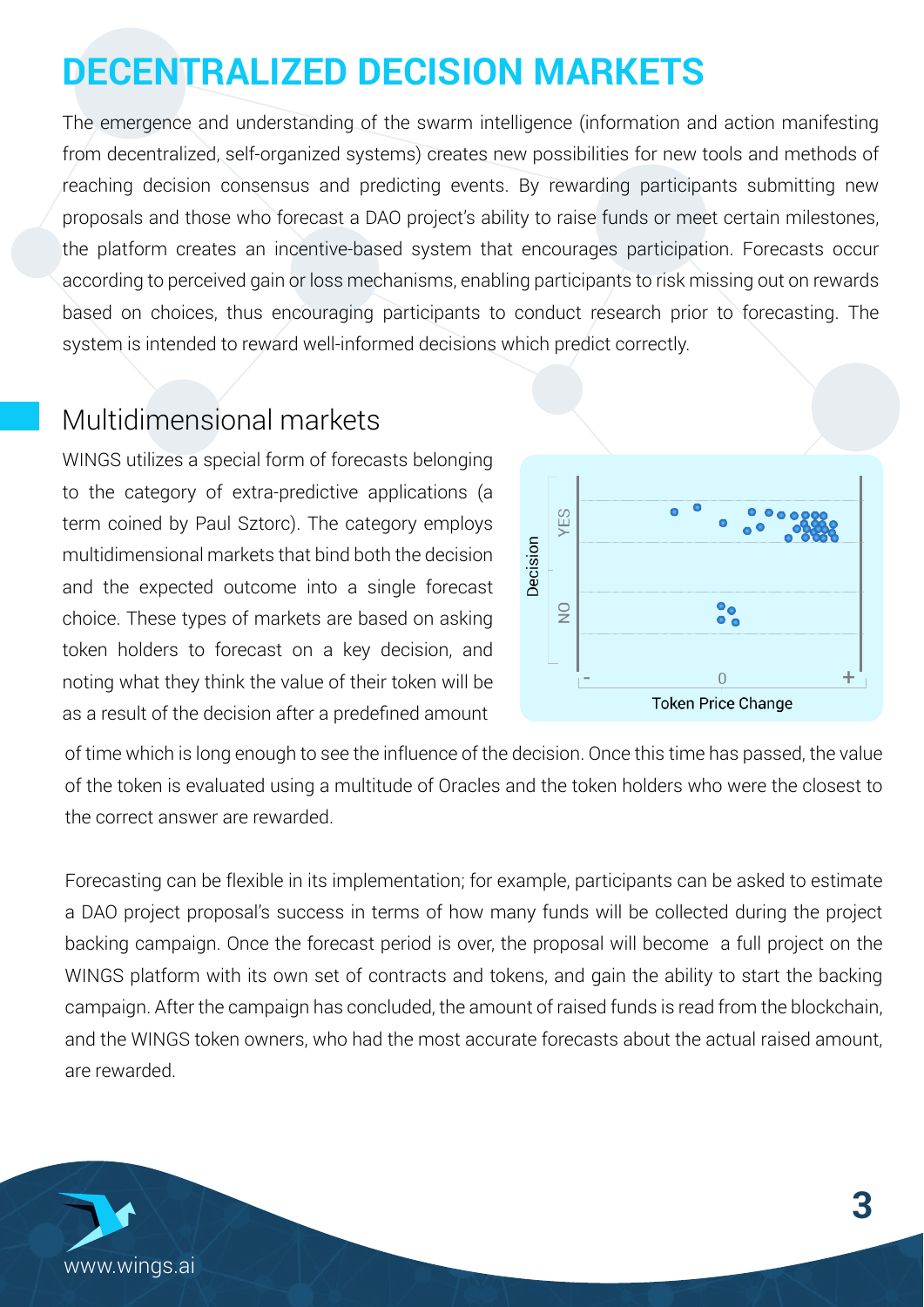# DECENTRALIZED DECISION MARKETS

The emergence and understanding of the swarm intelligence (information and action manifesting from decentralized, self-organized systems) creates new possibilities for new tools and methods of reaching decision consensus and predicting events. By rewarding participants submitting new proposals and those who forecast a DAO project's ability to raise funds or meet certain milestones, the platform creates an incentive-based system that encourages participation. Forecasts occur according to perceived gain or loss mechanisms, enabling participants to risk missing out on rewards based on choices, thus encouraging participants to conduct research prior to forecasting. The system is intended to reward well-informed decisions which predict correctly.

## Multidimensional markets

WINGS utilizes a special form of forecasts belonging to the category of extra-predictive applications (a term coined by Paul Sztorc). The category employs multidimensional markets that bind both the decision and the expected outcome into a single forecast choice. These types of markets are based on asking token holders to forecast on a key decision, and noting what they think the value of their token will be as a result of the decision after a predefined amount of time which is long enough to see the influence of the decision. Once this time has passed, the value of the token is evaluated using a multitude of Oracles and the token holders who were the closest to the correct answer are rewarded.

Forecasting can be flexible in its implementation; for example, participants can be asked to estimate a DAO project proposal's success in terms of how many funds will be collected during the project backing campaign. Once the forecast period is over, the proposal will become a full project on the WINGS platform with its own set of contracts and tokens, and gain the ability to start the backing campaign. After the campaign has concluded, the amount of raised funds is read from the blockchain, and the WINGS token owners, who had the most accurate forecasts about the actual raised amount, are rewarded.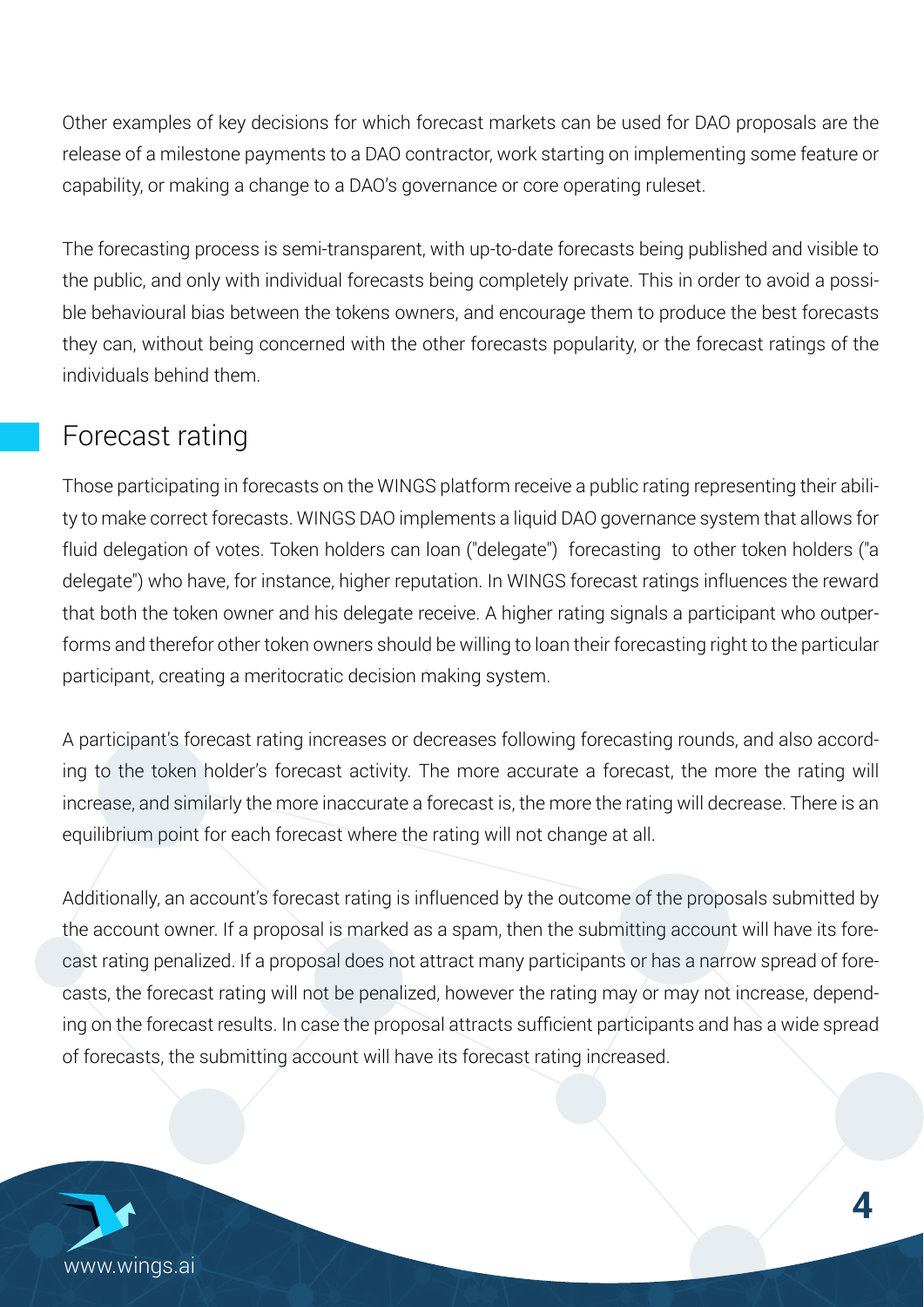Other examples of key decisions for which forecast markets can be used for DAO proposals are the release of a milestone payments to a DAO contractor, work starting on implementing some feature or capability, or making a change to a DAO's governance or core operating ruleset.

The forecasting process is semi-transparent, with up-to-date forecasts being published and visible to the public, and only with individual forecasts being completely private. This in order to avoid a possible behavioural bias between the tokens owners, and encourage them to produce the best forecasts they can, without being concerned with the other forecasts popularity, or the forecast ratings of the individuals behind them.

## Forecast rating

Those participating in forecasts on the WINGS platform receive a public rating representing their ability to make correct forecasts. WINGS DAO implements a liquid DAO governance system that allows for fluid delegation of votes. Token holders can loan ("delegate") forecasting to other token holders ("a delegate") who have, for instance, higher reputation. In WINGS forecast ratings influences the reward that both the token owner and his delegate receive. A higher rating signals a participant who outperforms and therefor other token owners should be willing to loan their forecasting right to the particular participant, creating a meritocratic decision making system.

A participant's forecast rating increases or decreases following forecasting rounds, and also according to the token holder's forecast activity. The more accurate a forecast, the more the rating will increase, and similarly the more inaccurate a forecast is, the more the rating will decrease. There is an equilibrium point for each forecast where the rating will not change at all.

Additionally, an account's forecast rating is influenced by the outcome of the proposals submitted by the account owner. If a proposal is marked as a spam, then the submitting account will have its forecast rating penalized. If a proposal does not attract many participants or has a narrow spread of forecasts, the forecast rating will not be penalized, however the rating may or may not increase, depending on the forecast results. In case the proposal attracts sufficient participants and has a wide spread of forecasts, the submitting account will have its forecast rating increased.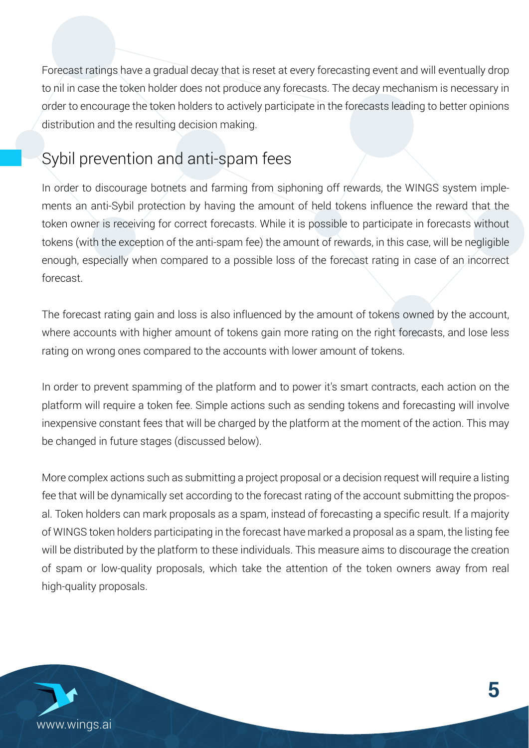Forecast ratings have a gradual decay that is reset at every forecasting event and will eventually drop to nil in case the token holder does not produce any forecasts. The decay mechanism is necessary in order to encourage the token holders to actively participate in the forecasts leading to better opinions distribution and the resulting decision making.

## Sybil prevention and anti-spam fees

In order to discourage botnets and farming from siphoning off rewards, the WINGS system implements an anti-Sybil protection by having the amount of held tokens influence the reward that the token owner is receiving for correct forecasts. While it is possible to participate in forecasts without tokens (with the exception of the anti-spam fee) the amount of rewards, in this case, will be negligible enough, especially when compared to a possible loss of the forecast rating in case of an incorrect forecast.

The forecast rating gain and loss is also influenced by the amount of tokens owned by the account, where accounts with higher amount of tokens gain more rating on the right forecasts, and lose less rating on wrong ones compared to the accounts with lower amount of tokens.

In order to prevent spamming of the platform and to power it's smart contracts, each action on the platform will require a token fee. Simple actions such as sending tokens and forecasting will involve inexpensive constant fees that will be charged by the platform at the moment of the action. This may be changed in future stages (discussed below).

More complex actions such as submitting a project proposal or a decision request will require a listing fee that will be dynamically set according to the forecast rating of the account submitting the proposal. Token holders can mark proposals as a spam, instead of forecasting a specific result. If a majority of WINGS token holders participating in the forecast have marked a proposal as a spam, the listing fee will be distributed by the platform to these individuals. This measure aims to discourage the creation of spam or low-quality proposals, which take the attention of the token owners away from real high-quality proposals.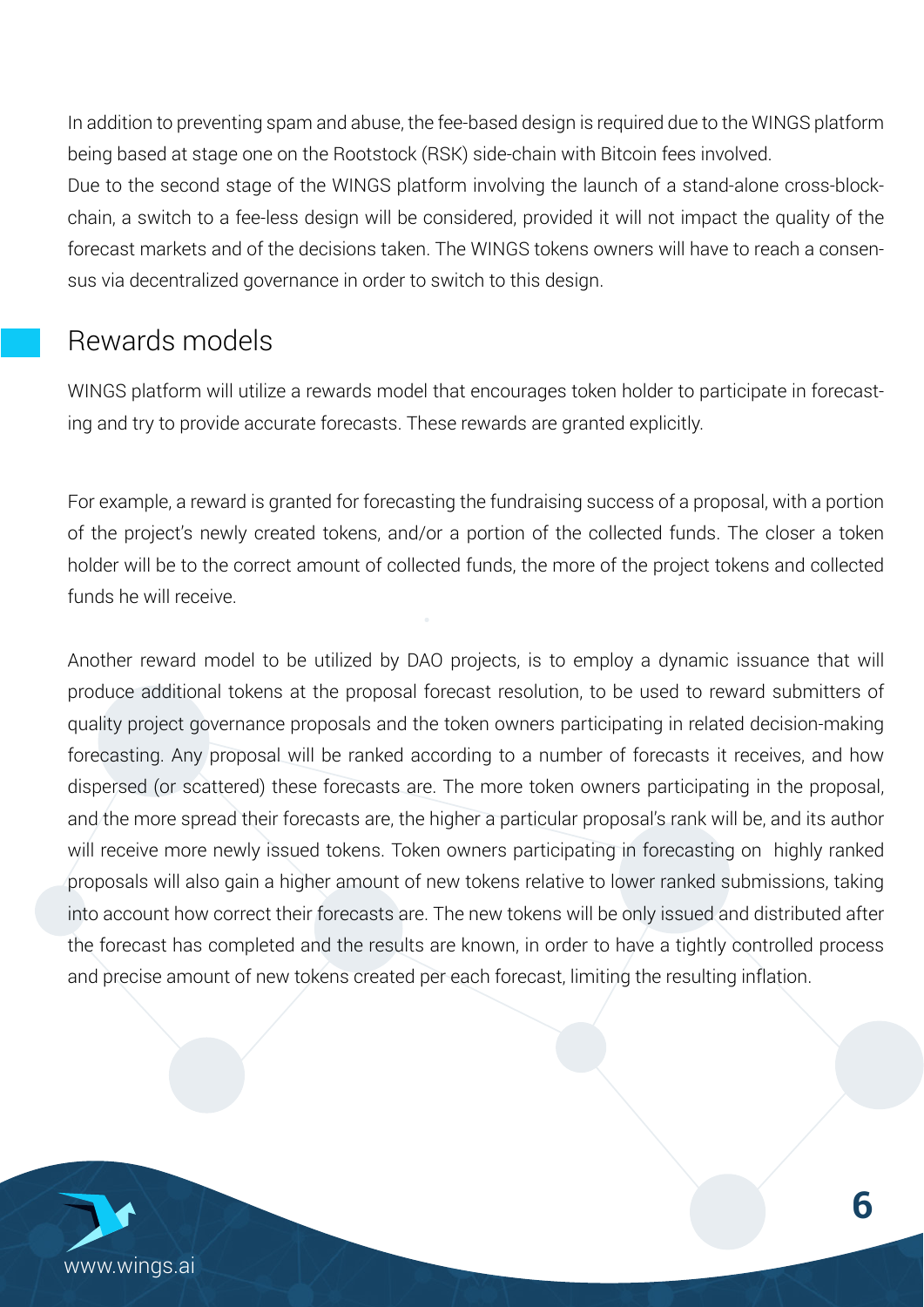In addition to preventing spam and abuse, the fee-based design is required due to the WINGS platform being based at stage one on the Rootstock (RSK) side-chain with Bitcoin fees involved.
Due to the second stage of the WINGS platform involving the launch of a stand-alone cross-blockchain, a switch to a fee-less design will be considered, provided it will not impact the quality of the forecast markets and of the decisions taken. The WINGS tokens owners will have to reach a consensus via decentralized governance in order to switch to this design.

## Rewards models

WINGS platform will utilize a rewards model that encourages token holder to participate in forecasting and try to provide accurate forecasts. These rewards are granted explicitly.

For example, a reward is granted for forecasting the fundraising success of a proposal, with a portion of the project's newly created tokens, and/or a portion of the collected funds. The closer a token holder will be to the correct amount of collected funds, the more of the project tokens and collected funds he will receive.

Another reward model to be utilized by DAO projects, is to employ a dynamic issuance that will produce additional tokens at the proposal forecast resolution, to be used to reward submitters of quality project governance proposals and the token owners participating in related decision-making forecasting. Any proposal will be ranked according to a number of forecasts it receives, and how dispersed (or scattered) these forecasts are. The more token owners participating in the proposal, and the more spread their forecasts are, the higher a particular proposal's rank will be, and its author will receive more newly issued tokens. Token owners participating in forecasting on highly ranked proposals will also gain a higher amount of new tokens relative to lower ranked submissions, taking into account how correct their forecasts are. The new tokens will be only issued and distributed after the forecast has completed and the results are known, in order to have a tightly controlled process and precise amount of new tokens created per each forecast, limiting the resulting inflation.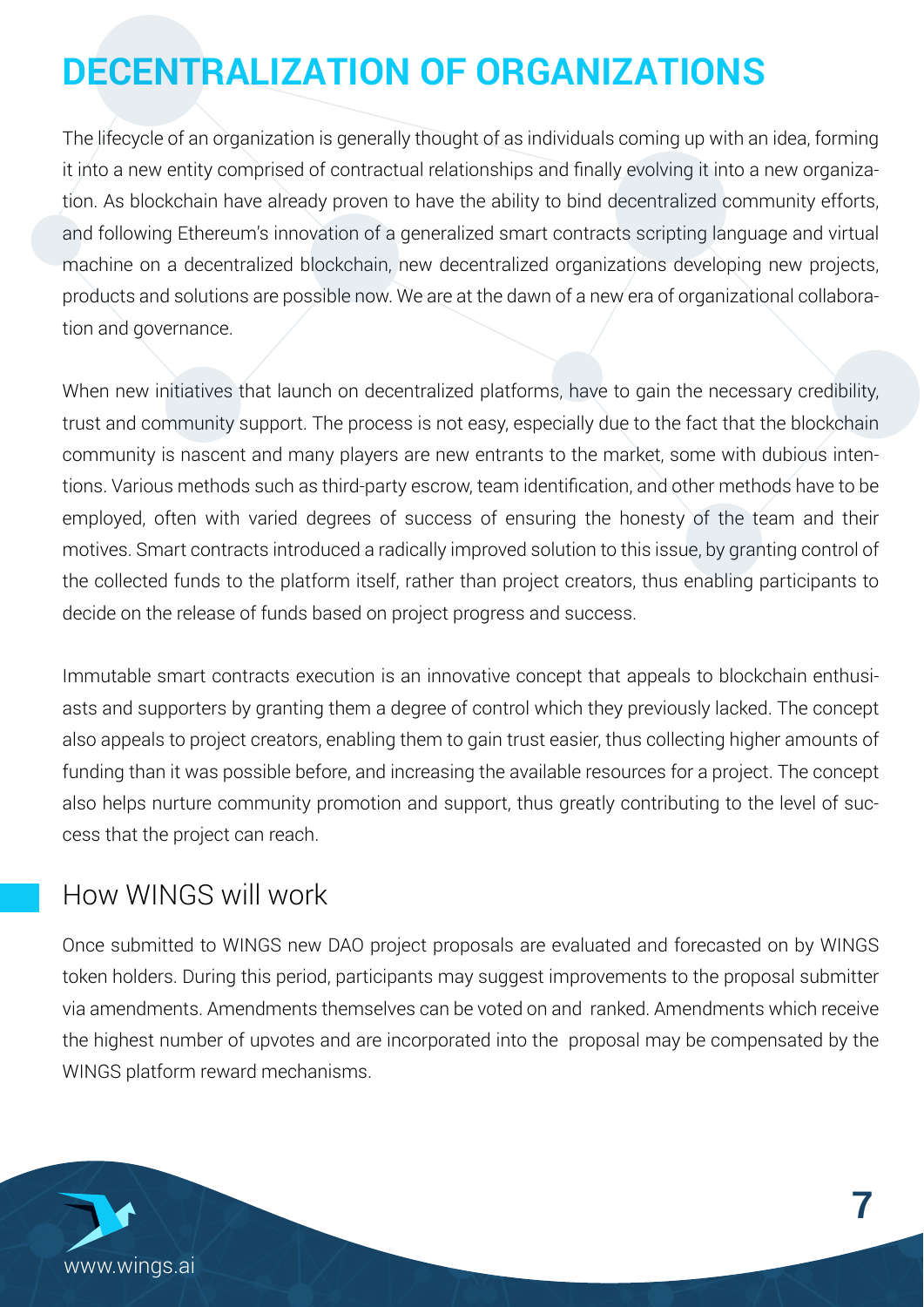# DECENTRALIZATION OF ORGANIZATIONS

The lifecycle of an organization is generally thought of as individuals coming up with an idea, forming it into a new entity comprised of contractual relationships and finally evolving it into a new organization. As blockchain have already proven to have the ability to bind decentralized community efforts, and following Ethereum's innovation of a generalized smart contracts scripting language and virtual machine on a decentralized blockchain, new decentralized organizations developing new projects, products and solutions are possible now. We are at the dawn of a new era of organizational collaboration and governance.

When new initiatives that launch on decentralized platforms, have to gain the necessary credibility, trust and community support. The process is not easy, especially due to the fact that the blockchain community is nascent and many players are new entrants to the market, some with dubious intentions. Various methods such as third-party escrow, team identification, and other methods have to be employed, often with varied degrees of success of ensuring the honesty of the team and their motives. Smart contracts introduced a radically improved solution to this issue, by granting control of the collected funds to the platform itself, rather than project creators, thus enabling participants to decide on the release of funds based on project progress and success.

Immutable smart contracts execution is an innovative concept that appeals to blockchain enthusiasts and supporters by granting them a degree of control which they previously lacked. The concept also appeals to project creators, enabling them to gain trust easier, thus collecting higher amounts of funding than it was possible before, and increasing the available resources for a project. The concept also helps nurture community promotion and support, thus greatly contributing to the level of success that the project can reach.

## How WINGS will work

Once submitted to WINGS new DAO project proposals are evaluated and forecasted on by WINGS token holders. During this period, participants may suggest improvements to the proposal submitter via amendments. Amendments themselves can be voted on and ranked. Amendments which receive the highest number of upvotes and are incorporated into the proposal may be compensated by the WINGS platform reward mechanisms.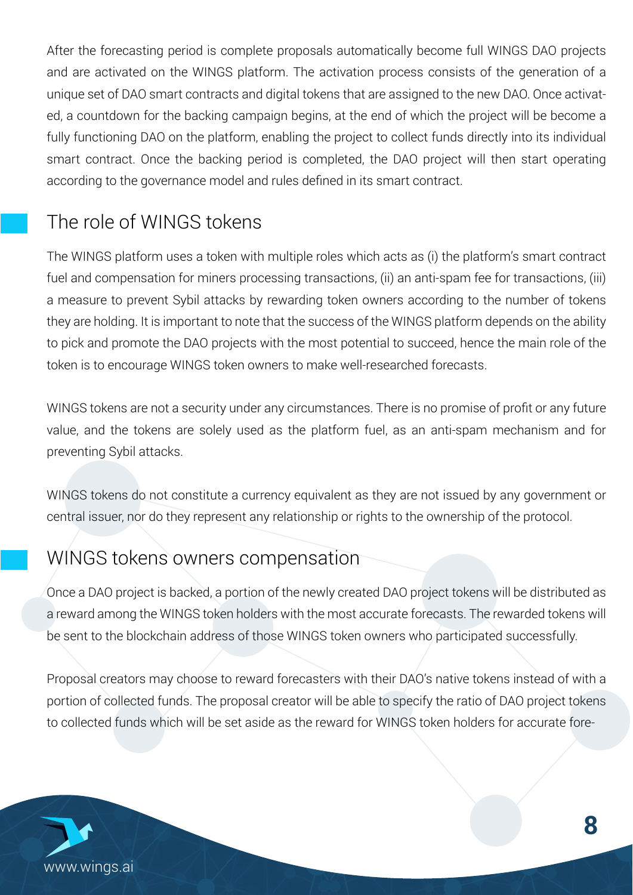After the forecasting period is complete proposals automatically become full WINGS DAO projects and are activated on the WINGS platform. The activation process consists of the generation of a unique set of DAO smart contracts and digital tokens that are assigned to the new DAO. Once activated, a countdown for the backing campaign begins, at the end of which the project will be become a fully functioning DAO on the platform, enabling the project to collect funds directly into its individual smart contract. Once the backing period is completed, the DAO project will then start operating according to the governance model and rules defined in its smart contract.

## The role of WINGS tokens

The WINGS platform uses a token with multiple roles which acts as (i) the platform's smart contract fuel and compensation for miners processing transactions, (ii) an anti-spam fee for transactions, (iii) a measure to prevent Sybil attacks by rewarding token owners according to the number of tokens they are holding. It is important to note that the success of the WINGS platform depends on the ability to pick and promote the DAO projects with the most potential to succeed, hence the main role of the token is to encourage WINGS token owners to make well-researched forecasts.

WINGS tokens are not a security under any circumstances. There is no promise of profit or any future value, and the tokens are solely used as the platform fuel, as an anti-spam mechanism and for preventing Sybil attacks.

WINGS tokens do not constitute a currency equivalent as they are not issued by any government or central issuer, nor do they represent any relationship or rights to the ownership of the protocol.

## WINGS tokens owners compensation

Once a DAO project is backed, a portion of the newly created DAO project tokens will be distributed as a reward among the WINGS token holders with the most accurate forecasts. The rewarded tokens will be sent to the blockchain address of those WINGS token owners who participated successfully.

Proposal creators may choose to reward forecasters with their DAO's native tokens instead of with a portion of collected funds. The proposal creator will be able to specify the ratio of DAO project tokens to collected funds which will be set aside as the reward for WINGS token holders for accurate fore-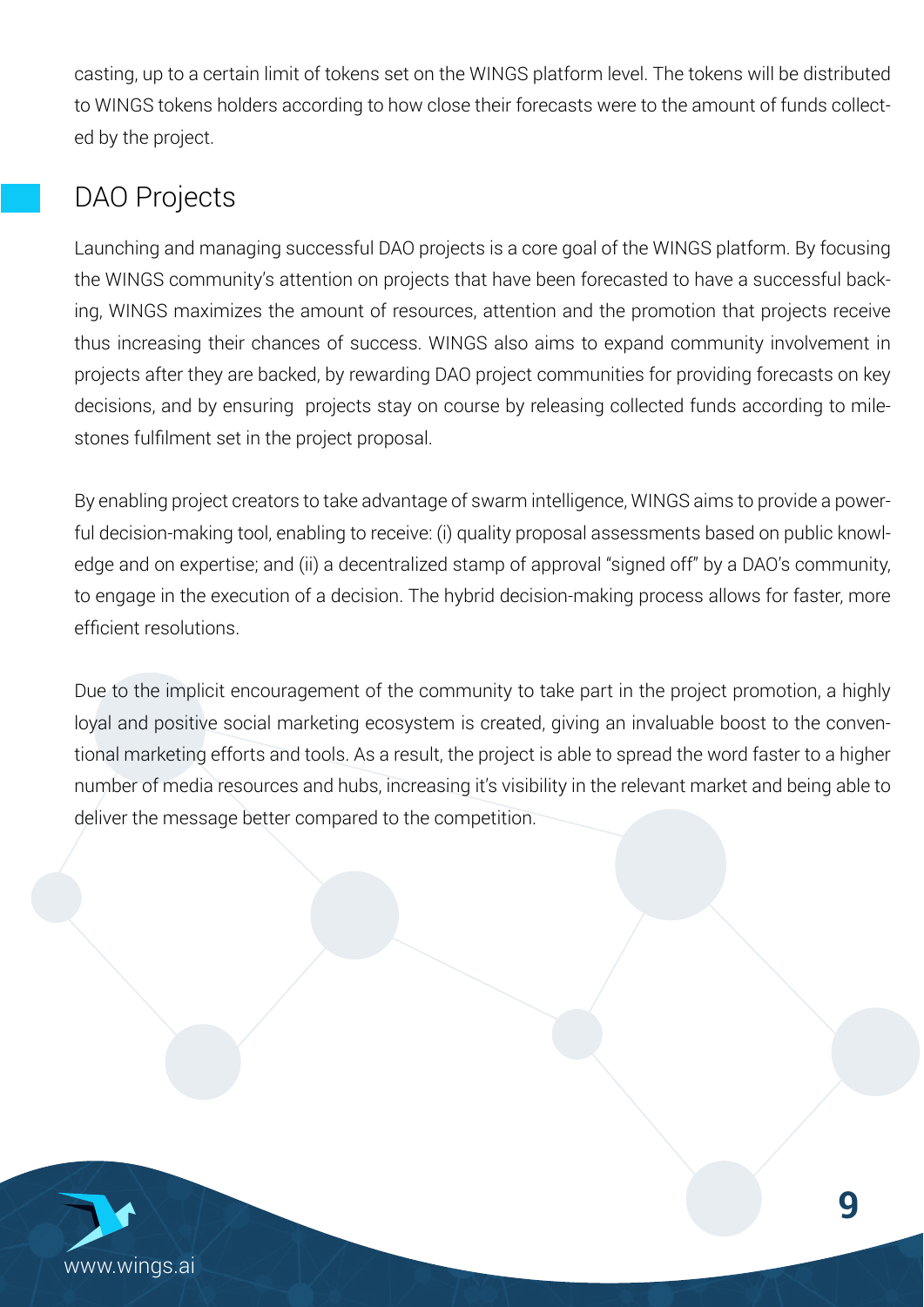casting, up to a certain limit of tokens set on the WINGS platform level. The tokens will be distributed to WINGS tokens holders according to how close their forecasts were to the amount of funds collected by the project.

## DAO Projects

Launching and managing successful DAO projects is a core goal of the WINGS platform. By focusing the WINGS community's attention on projects that have been forecasted to have a successful backing, WINGS maximizes the amount of resources, attention and the promotion that projects receive thus increasing their chances of success. WINGS also aims to expand community involvement in projects after they are backed, by rewarding DAO project communities for providing forecasts on key decisions, and by ensuring  projects stay on course by releasing collected funds according to milestones fulfilment set in the project proposal.

By enabling project creators to take advantage of swarm intelligence, WINGS aims to provide a powerful decision-making tool, enabling to receive: (i) quality proposal assessments based on public knowledge and on expertise; and (ii) a decentralized stamp of approval "signed off" by a DAO's community, to engage in the execution of a decision. The hybrid decision-making process allows for faster, more efficient resolutions.

Due to the implicit encouragement of the community to take part in the project promotion, a highly loyal and positive social marketing ecosystem is created, giving an invaluable boost to the conventional marketing efforts and tools. As a result, the project is able to spread the word faster to a higher number of media resources and hubs, increasing it's visibility in the relevant market and being able to deliver the message better compared to the competition.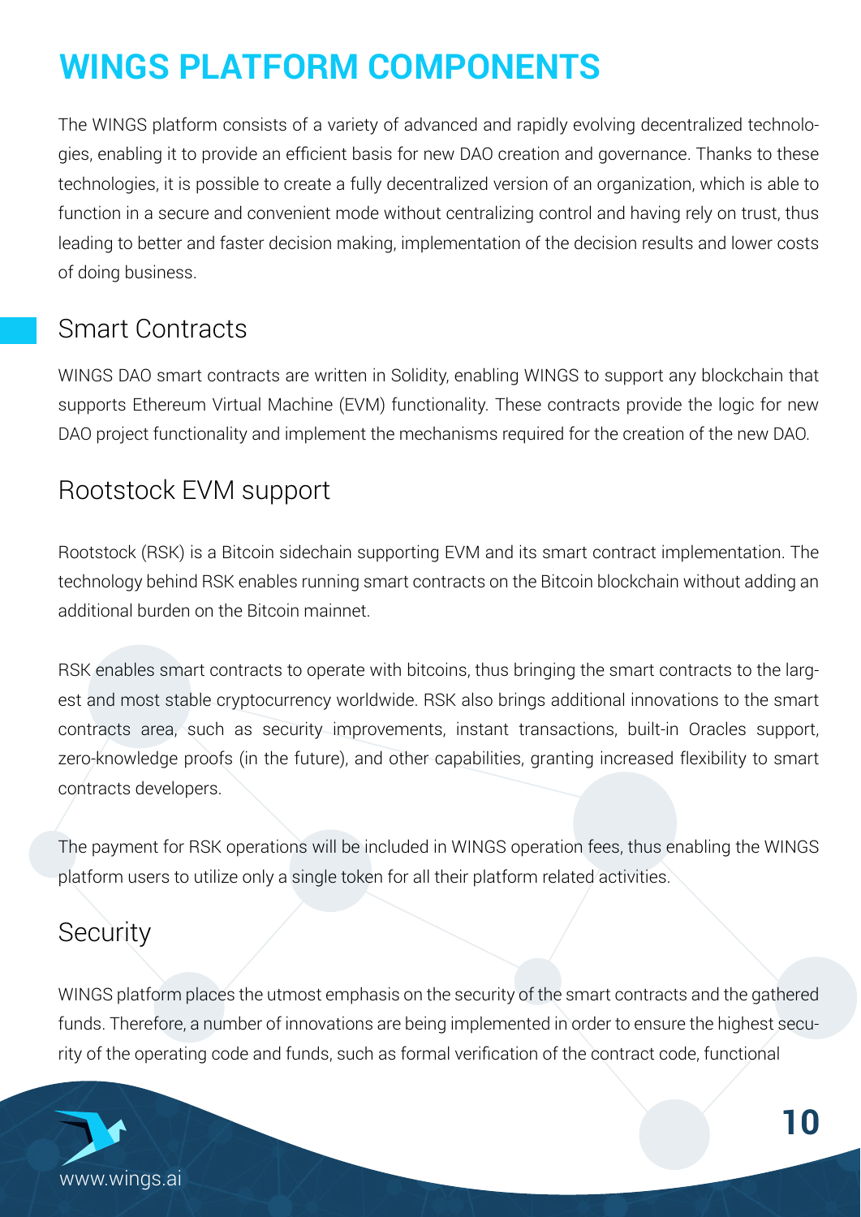# WINGS PLATFORM COMPONENTS

The WINGS platform consists of a variety of advanced and rapidly evolving decentralized technologies, enabling it to provide an efficient basis for new DAO creation and governance. Thanks to these technologies, it is possible to create a fully decentralized version of an organization, which is able to function in a secure and convenient mode without centralizing control and having rely on trust, thus leading to better and faster decision making, implementation of the decision results and lower costs of doing business.

## Smart Contracts

WINGS DAO smart contracts are written in Solidity, enabling WINGS to support any blockchain that supports Ethereum Virtual Machine (EVM) functionality. These contracts provide the logic for new DAO project functionality and implement the mechanisms required for the creation of the new DAO.

## Rootstock EVM support

Rootstock (RSK) is a Bitcoin sidechain supporting EVM and its smart contract implementation. The technology behind RSK enables running smart contracts on the Bitcoin blockchain without adding an additional burden on the Bitcoin mainnet.

RSK enables smart contracts to operate with bitcoins, thus bringing the smart contracts to the largest and most stable cryptocurrency worldwide. RSK also brings additional innovations to the smart contracts area, such as security improvements, instant transactions, built-in Oracles support, zero-knowledge proofs (in the future), and other capabilities, granting increased flexibility to smart contracts developers.

The payment for RSK operations will be included in WINGS operation fees, thus enabling the WINGS platform users to utilize only a single token for all their platform related activities.

## Security

WINGS platform places the utmost emphasis on the security of the smart contracts and the gathered funds. Therefore, a number of innovations are being implemented in order to ensure the highest security of the operating code and funds, such as formal verification of the contract code, functional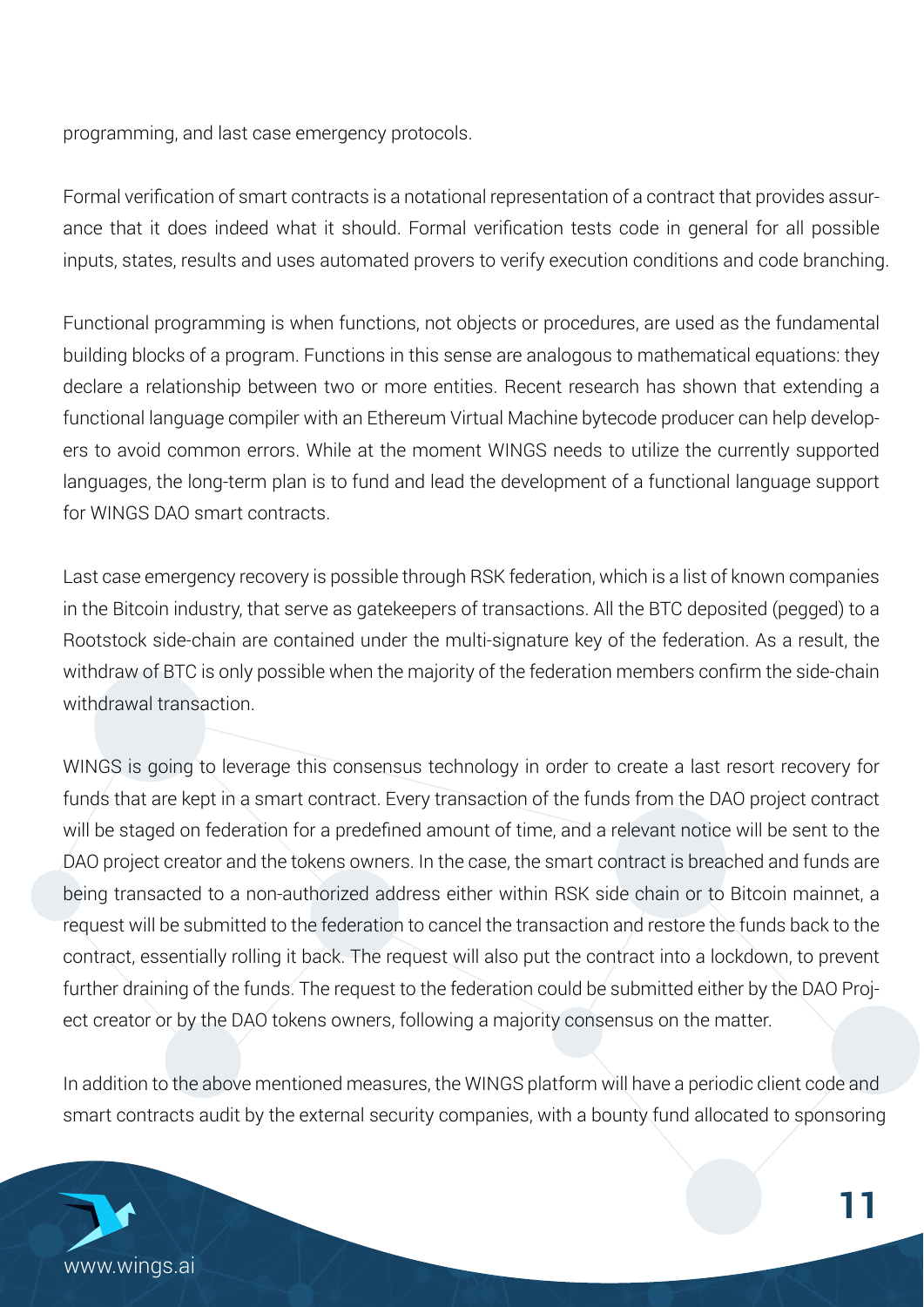programming, and last case emergency protocols.

Formal verification of smart contracts is a notational representation of a contract that provides assurance that it does indeed what it should. Formal verification tests code in general for all possible inputs, states, results and uses automated provers to verify execution conditions and code branching.

Functional programming is when functions, not objects or procedures, are used as the fundamental building blocks of a program. Functions in this sense are analogous to mathematical equations: they declare a relationship between two or more entities. Recent research has shown that extending a functional language compiler with an Ethereum Virtual Machine bytecode producer can help developers to avoid common errors. While at the moment WINGS needs to utilize the currently supported languages, the long-term plan is to fund and lead the development of a functional language support for WINGS DAO smart contracts.

Last case emergency recovery is possible through RSK federation, which is a list of known companies in the Bitcoin industry, that serve as gatekeepers of transactions. All the BTC deposited (pegged) to a Rootstock side-chain are contained under the multi-signature key of the federation. As a result, the withdraw of BTC is only possible when the majority of the federation members confirm the side-chain withdrawal transaction.

WINGS is going to leverage this consensus technology in order to create a last resort recovery for funds that are kept in a smart contract. Every transaction of the funds from the DAO project contract will be staged on federation for a predefined amount of time, and a relevant notice will be sent to the DAO project creator and the tokens owners. In the case, the smart contract is breached and funds are being transacted to a non-authorized address either within RSK side chain or to Bitcoin mainnet, a request will be submitted to the federation to cancel the transaction and restore the funds back to the contract, essentially rolling it back. The request will also put the contract into a lockdown, to prevent further draining of the funds. The request to the federation could be submitted either by the DAO Project creator or by the DAO tokens owners, following a majority consensus on the matter.

In addition to the above mentioned measures, the WINGS platform will have a periodic client code and smart contracts audit by the external security companies, with a bounty fund allocated to sponsoring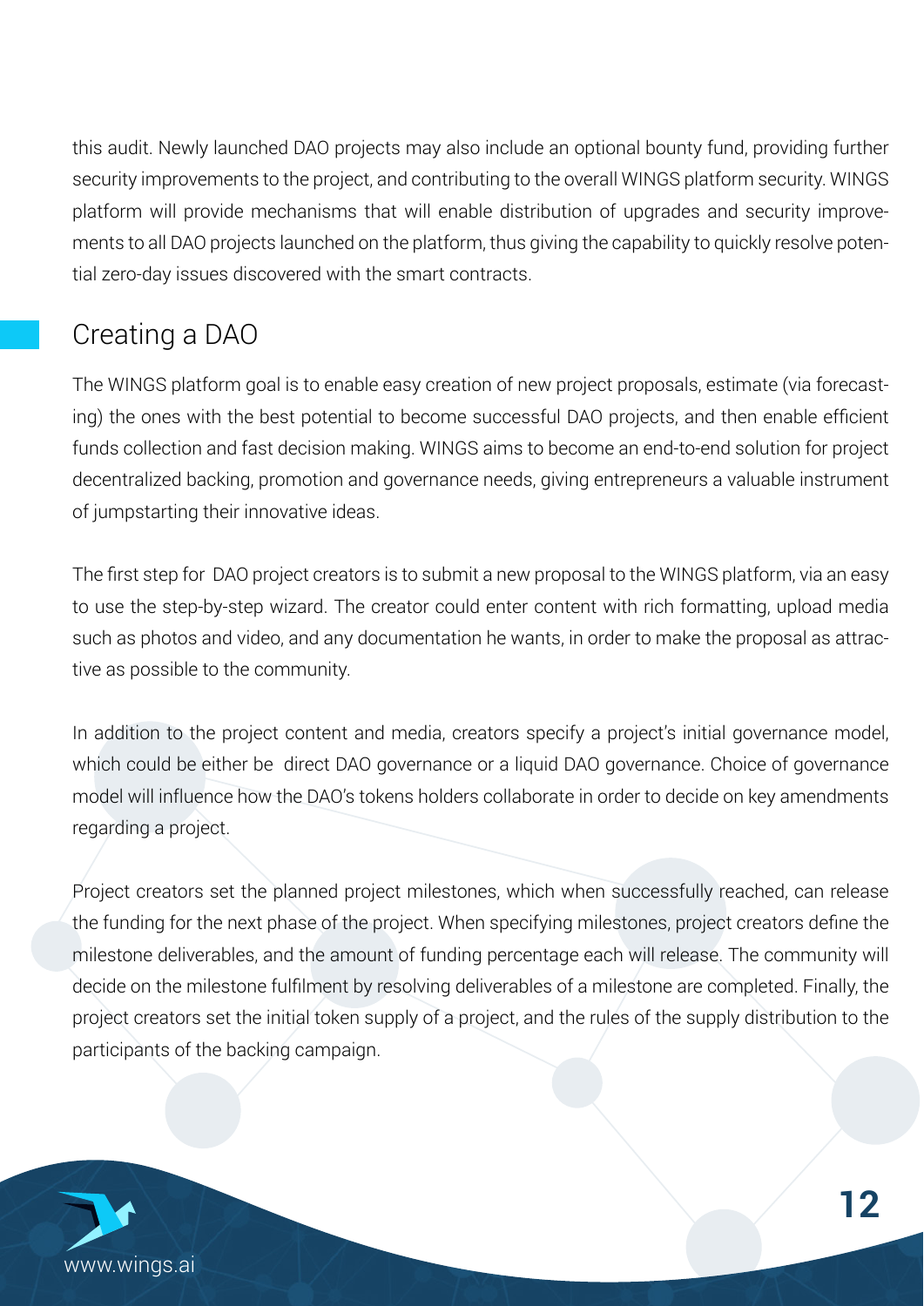this audit. Newly launched DAO projects may also include an optional bounty fund, providing further security improvements to the project, and contributing to the overall WINGS platform security. WINGS platform will provide mechanisms that will enable distribution of upgrades and security improvements to all DAO projects launched on the platform, thus giving the capability to quickly resolve potential zero-day issues discovered with the smart contracts.

## Creating a DAO

The WINGS platform goal is to enable easy creation of new project proposals, estimate (via forecasting) the ones with the best potential to become successful DAO projects, and then enable efficient funds collection and fast decision making. WINGS aims to become an end-to-end solution for project decentralized backing, promotion and governance needs, giving entrepreneurs a valuable instrument of jumpstarting their innovative ideas.

The first step for DAO project creators is to submit a new proposal to the WINGS platform, via an easy to use the step-by-step wizard. The creator could enter content with rich formatting, upload media such as photos and video, and any documentation he wants, in order to make the proposal as attractive as possible to the community.

In addition to the project content and media, creators specify a project's initial governance model, which could be either be direct DAO governance or a liquid DAO governance. Choice of governance model will influence how the DAO's tokens holders collaborate in order to decide on key amendments regarding a project.

Project creators set the planned project milestones, which when successfully reached, can release the funding for the next phase of the project. When specifying milestones, project creators define the milestone deliverables, and the amount of funding percentage each will release. The community will decide on the milestone fulfilment by resolving deliverables of a milestone are completed. Finally, the project creators set the initial token supply of a project, and the rules of the supply distribution to the participants of the backing campaign.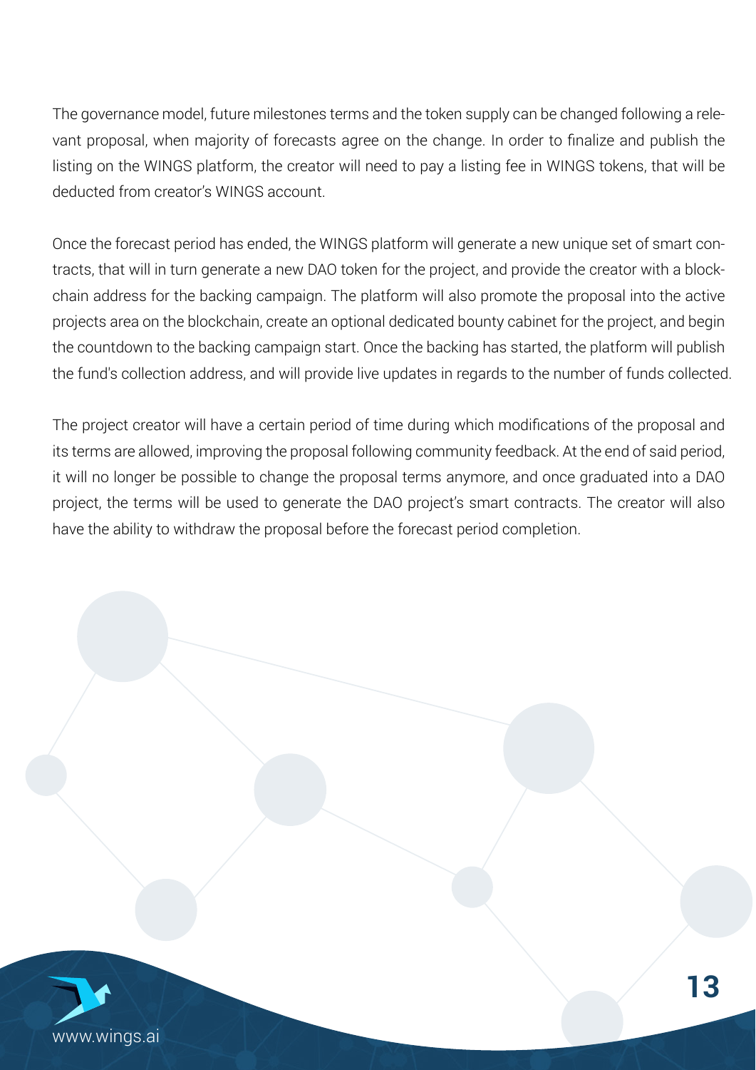The governance model, future milestones terms and the token supply can be changed following a relevant proposal, when majority of forecasts agree on the change. In order to finalize and publish the listing on the WINGS platform, the creator will need to pay a listing fee in WINGS tokens, that will be deducted from creator's WINGS account.

Once the forecast period has ended, the WINGS platform will generate a new unique set of smart contracts, that will in turn generate a new DAO token for the project, and provide the creator with a blockchain address for the backing campaign. The platform will also promote the proposal into the active projects area on the blockchain, create an optional dedicated bounty cabinet for the project, and begin the countdown to the backing campaign start. Once the backing has started, the platform will publish the fund's collection address, and will provide live updates in regards to the number of funds collected.

The project creator will have a certain period of time during which modifications of the proposal and its terms are allowed, improving the proposal following community feedback. At the end of said period, it will no longer be possible to change the proposal terms anymore, and once graduated into a DAO project, the terms will be used to generate the DAO project's smart contracts. The creator will also have the ability to withdraw the proposal before the forecast period completion.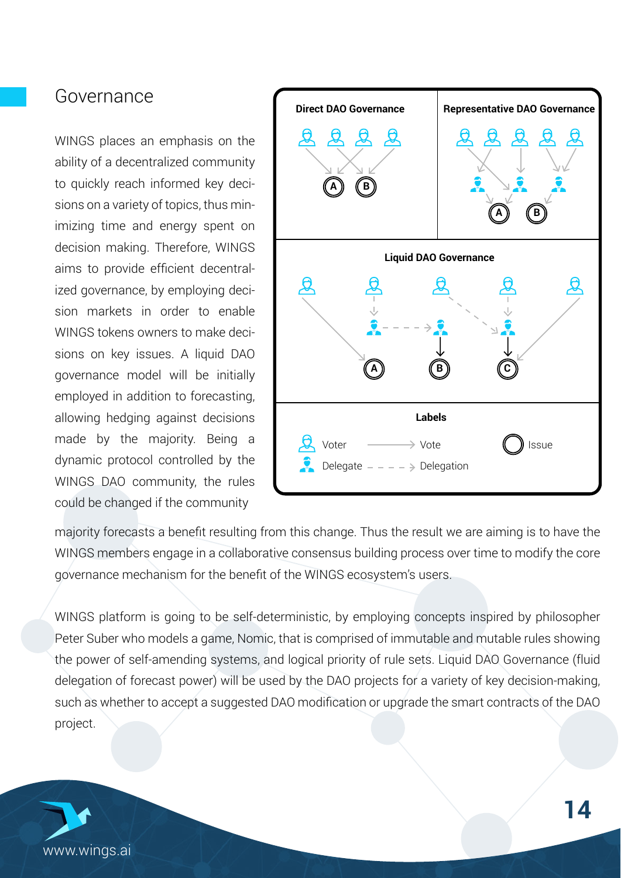## Governance

WINGS places an emphasis on the ability of a decentralized community to quickly reach informed key decisions on a variety of topics, thus minimizing time and energy spent on decision making. Therefore, WINGS aims to provide efficient decentralized governance, by employing decision markets in order to enable WINGS tokens owners to make decisions on key issues. A liquid DAO governance model will be initially employed in addition to forecasting, allowing hedging against decisions made by the majority. Being a dynamic protocol controlled by the WINGS DAO community, the rules could be changed if the community majority forecasts a benefit resulting from this change. Thus the result we are aiming is to have the WINGS members engage in a collaborative consensus building process over time to modify the core governance mechanism for the benefit of the WINGS ecosystem's users.

**Direct DAO Governance**

**Representative DAO Governance**

**Liquid DAO Governance**

**Labels**

Voter — Vote — Issue

Delegate — Delegation

WINGS platform is going to be self-deterministic, by employing concepts inspired by philosopher Peter Suber who models a game, Nomic, that is comprised of immutable and mutable rules showing the power of self-amending systems, and logical priority of rule sets. Liquid DAO Governance (fluid delegation of forecast power) will be used by the DAO projects for a variety of key decision-making, such as whether to accept a suggested DAO modification or upgrade the smart contracts of the DAO project.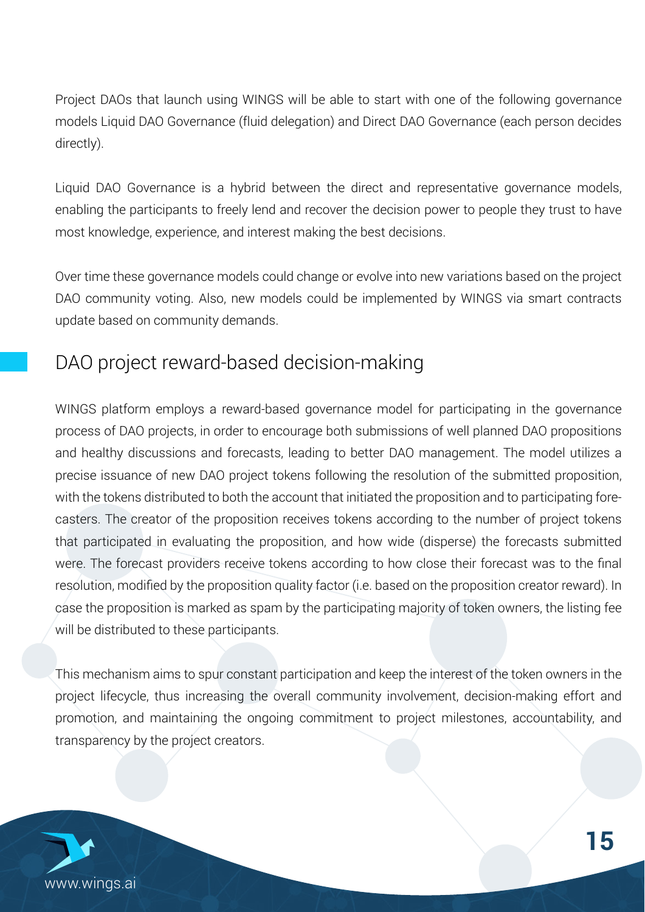Project DAOs that launch using WINGS will be able to start with one of the following governance models Liquid DAO Governance (fluid delegation) and Direct DAO Governance (each person decides directly).

Liquid DAO Governance is a hybrid between the direct and representative governance models, enabling the participants to freely lend and recover the decision power to people they trust to have most knowledge, experience, and interest making the best decisions.

Over time these governance models could change or evolve into new variations based on the project DAO community voting. Also, new models could be implemented by WINGS via smart contracts update based on community demands.

## DAO project reward-based decision-making

WINGS platform employs a reward-based governance model for participating in the governance process of DAO projects, in order to encourage both submissions of well planned DAO propositions and healthy discussions and forecasts, leading to better DAO management. The model utilizes a precise issuance of new DAO project tokens following the resolution of the submitted proposition, with the tokens distributed to both the account that initiated the proposition and to participating forecasters. The creator of the proposition receives tokens according to the number of project tokens that participated in evaluating the proposition, and how wide (disperse) the forecasts submitted were. The forecast providers receive tokens according to how close their forecast was to the final resolution, modified by the proposition quality factor (i.e. based on the proposition creator reward). In case the proposition is marked as spam by the participating majority of token owners, the listing fee will be distributed to these participants.

This mechanism aims to spur constant participation and keep the interest of the token owners in the project lifecycle, thus increasing the overall community involvement, decision-making effort and promotion, and maintaining the ongoing commitment to project milestones, accountability, and transparency by the project creators.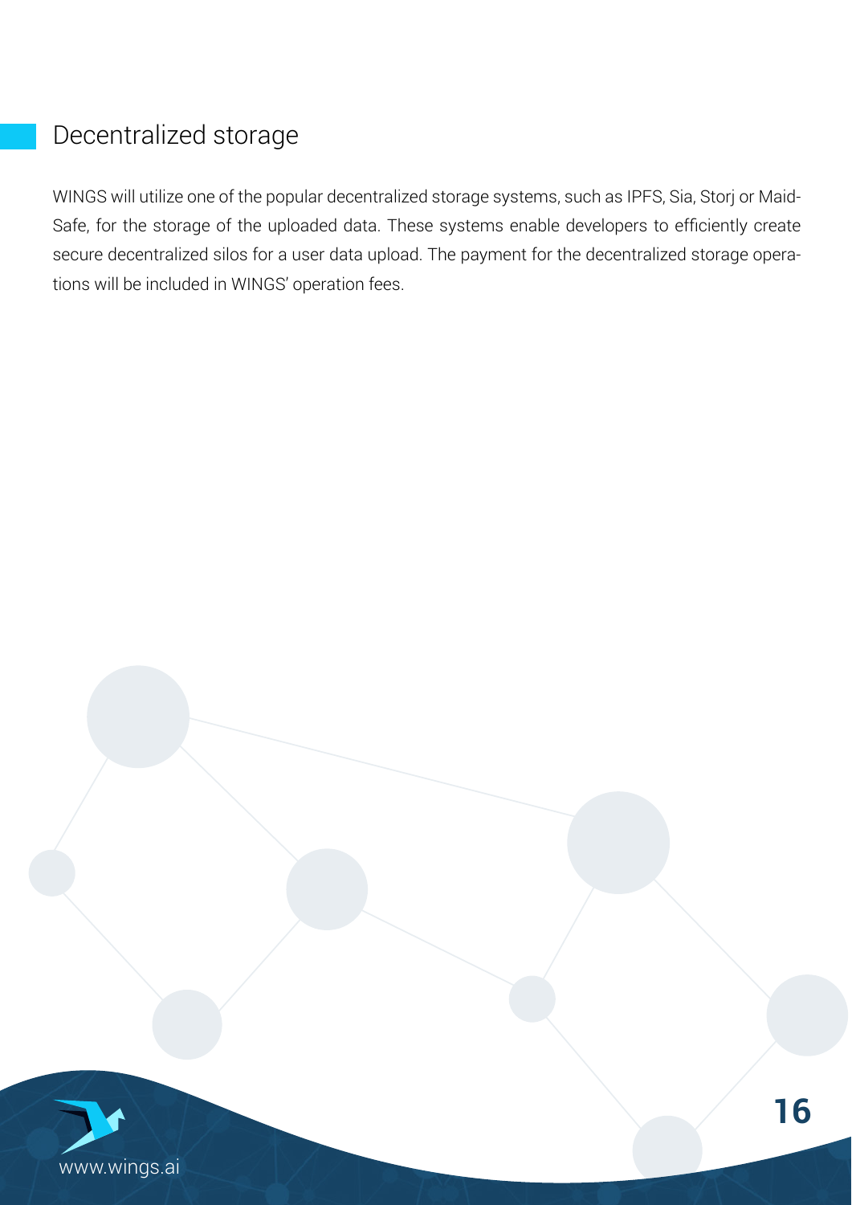## Decentralized storage

WINGS will utilize one of the popular decentralized storage systems, such as IPFS, Sia, Storj or MaidSafe, for the storage of the uploaded data. These systems enable developers to efficiently create secure decentralized silos for a user data upload. The payment for the decentralized storage operations will be included in WINGS' operation fees.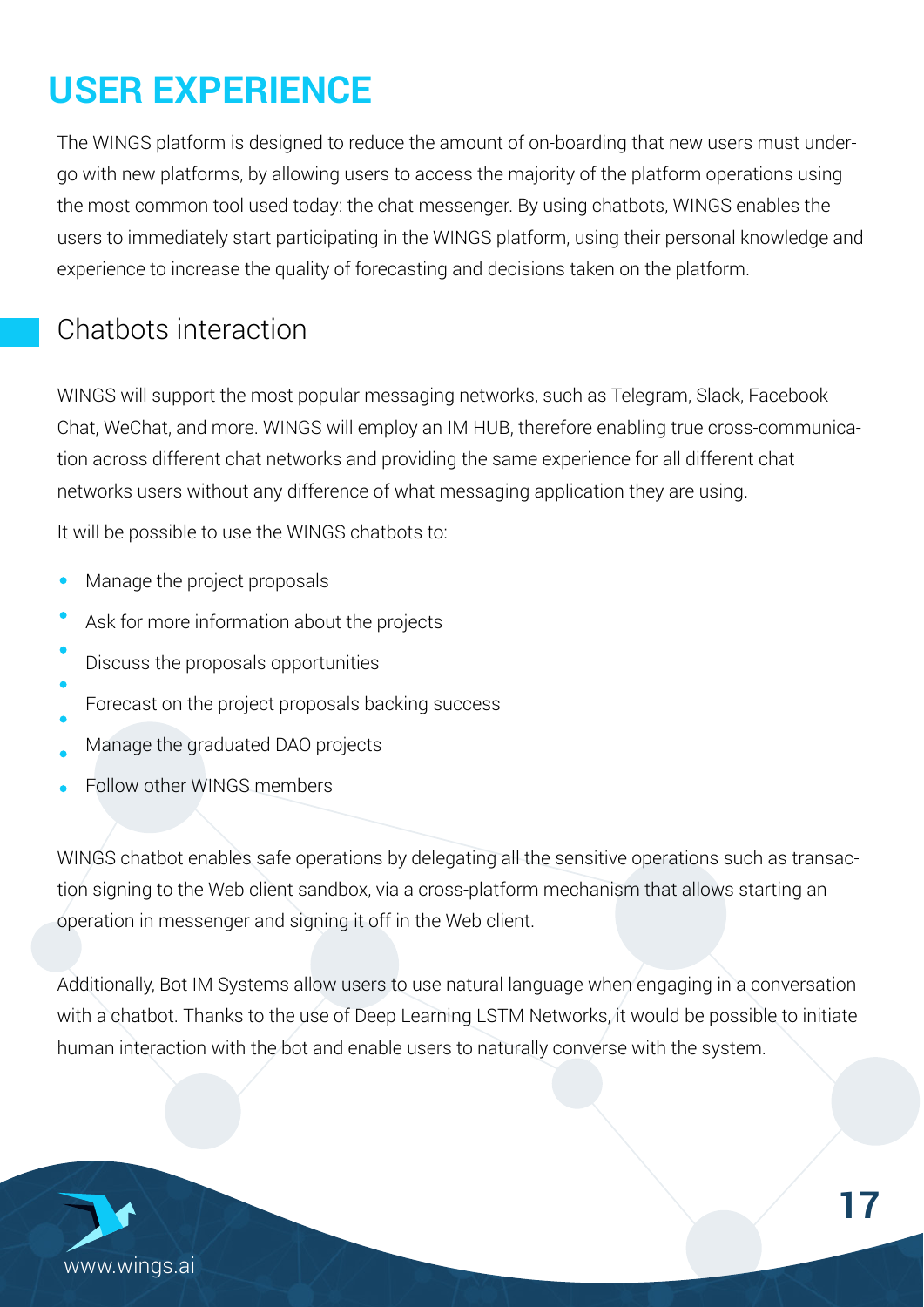# USER EXPERIENCE

The WINGS platform is designed to reduce the amount of on-boarding that new users must undergo with new platforms, by allowing users to access the majority of the platform operations using the most common tool used today: the chat messenger. By using chatbots, WINGS enables the users to immediately start participating in the WINGS platform, using their personal knowledge and experience to increase the quality of forecasting and decisions taken on the platform.

## Chatbots interaction

WINGS will support the most popular messaging networks, such as Telegram, Slack, Facebook Chat, WeChat, and more. WINGS will employ an IM HUB, therefore enabling true cross-communication across different chat networks and providing the same experience for all different chat networks users without any difference of what messaging application they are using.

It will be possible to use the WINGS chatbots to:

- Manage the project proposals
- Ask for more information about the projects
- Discuss the proposals opportunities
- Forecast on the project proposals backing success
- Manage the graduated DAO projects
- Follow other WINGS members

WINGS chatbot enables safe operations by delegating all the sensitive operations such as transaction signing to the Web client sandbox, via a cross-platform mechanism that allows starting an operation in messenger and signing it off in the Web client.

Additionally, Bot IM Systems allow users to use natural language when engaging in a conversation with a chatbot. Thanks to the use of Deep Learning LSTM Networks, it would be possible to initiate human interaction with the bot and enable users to naturally converse with the system.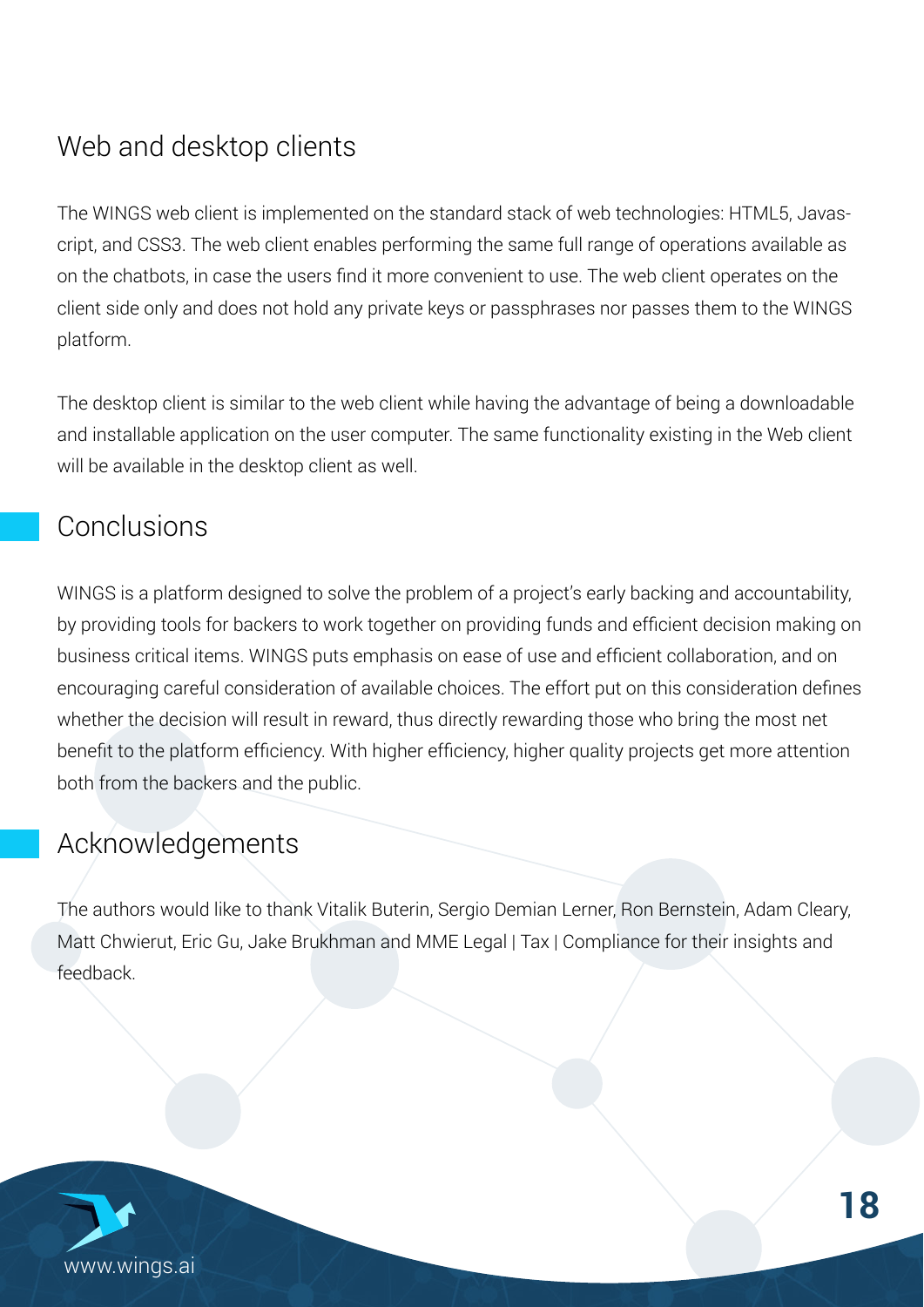## Web and desktop clients

The WINGS web client is implemented on the standard stack of web technologies: HTML5, Javascript, and CSS3. The web client enables performing the same full range of operations available as on the chatbots, in case the users find it more convenient to use. The web client operates on the client side only and does not hold any private keys or passphrases nor passes them to the WINGS platform.

The desktop client is similar to the web client while having the advantage of being a downloadable and installable application on the user computer. The same functionality existing in the Web client will be available in the desktop client as well.

## Conclusions

WINGS is a platform designed to solve the problem of a project's early backing and accountability, by providing tools for backers to work together on providing funds and efficient decision making on business critical items. WINGS puts emphasis on ease of use and efficient collaboration, and on encouraging careful consideration of available choices. The effort put on this consideration defines whether the decision will result in reward, thus directly rewarding those who bring the most net benefit to the platform efficiency. With higher efficiency, higher quality projects get more attention both from the backers and the public.

## Acknowledgements

The authors would like to thank Vitalik Buterin, Sergio Demian Lerner, Ron Bernstein, Adam Cleary, Matt Chwierut, Eric Gu, Jake Brukhman and MME Legal | Tax | Compliance for their insights and feedback.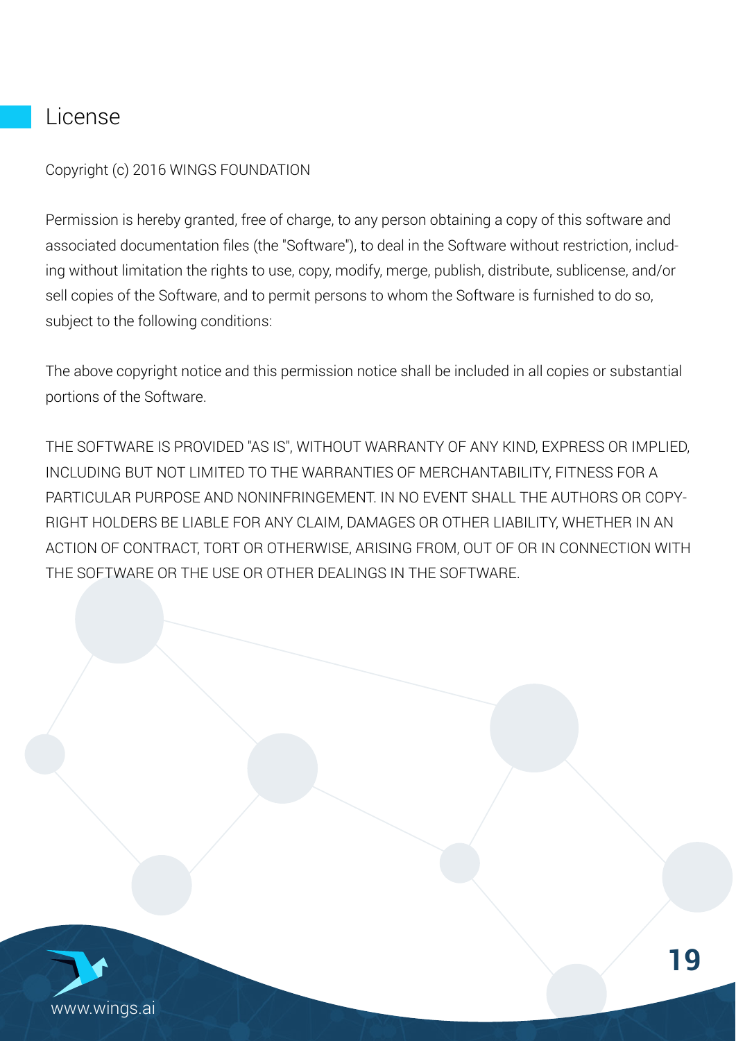## License

Copyright (c) 2016 WINGS FOUNDATION

Permission is hereby granted, free of charge, to any person obtaining a copy of this software and associated documentation files (the "Software"), to deal in the Software without restriction, including without limitation the rights to use, copy, modify, merge, publish, distribute, sublicense, and/or sell copies of the Software, and to permit persons to whom the Software is furnished to do so, subject to the following conditions:

The above copyright notice and this permission notice shall be included in all copies or substantial portions of the Software.

THE SOFTWARE IS PROVIDED "AS IS", WITHOUT WARRANTY OF ANY KIND, EXPRESS OR IMPLIED, INCLUDING BUT NOT LIMITED TO THE WARRANTIES OF MERCHANTABILITY, FITNESS FOR A PARTICULAR PURPOSE AND NONINFRINGEMENT. IN NO EVENT SHALL THE AUTHORS OR COPYRIGHT HOLDERS BE LIABLE FOR ANY CLAIM, DAMAGES OR OTHER LIABILITY, WHETHER IN AN ACTION OF CONTRACT, TORT OR OTHERWISE, ARISING FROM, OUT OF OR IN CONNECTION WITH THE SOFTWARE OR THE USE OR OTHER DEALINGS IN THE SOFTWARE.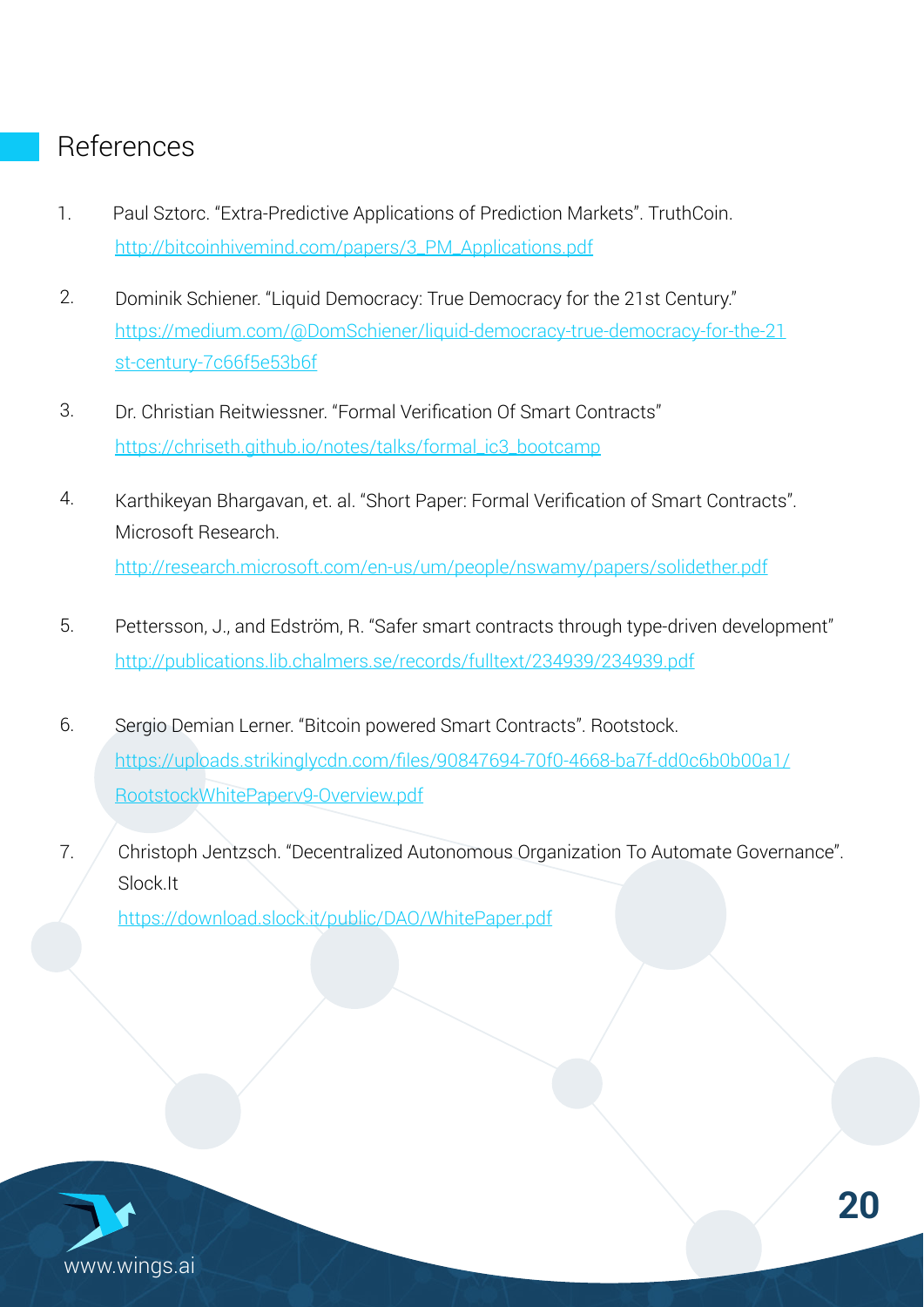## References

1. Paul Sztorc. “Extra-Predictive Applications of Prediction Markets”. TruthCoin. http://bitcoinhivemind.com/papers/3_PM_Applications.pdf

2. Dominik Schiener. “Liquid Democracy: True Democracy for the 21st Century.” https://medium.com/@DomSchiener/liquid-democracy-true-democracy-for-the-21st-century-7c66f5e53b6f

3. Dr. Christian Reitwiessner. “Formal Verification Of Smart Contracts” https://chriseth.github.io/notes/talks/formal_ic3_bootcamp

4. Karthikeyan Bhargavan, et. al. “Short Paper: Formal Verification of Smart Contracts”. Microsoft Research. http://research.microsoft.com/en-us/um/people/nswamy/papers/solidether.pdf

5. Pettersson, J., and Edström, R. “Safer smart contracts through type-driven development” http://publications.lib.chalmers.se/records/fulltext/234939/234939.pdf

6. Sergio Demian Lerner. “Bitcoin powered Smart Contracts”. Rootstock. https://uploads.strikinglycdn.com/files/90847694-70f0-4668-ba7f-dd0c6b0b00a1/RootstockWhitePaperv9-Overview.pdf

7. Christoph Jentzsch. “Decentralized Autonomous Organization To Automate Governance”. Slock.It https://download.slock.it/public/DAO/WhitePaper.pdf

www.wings.ai